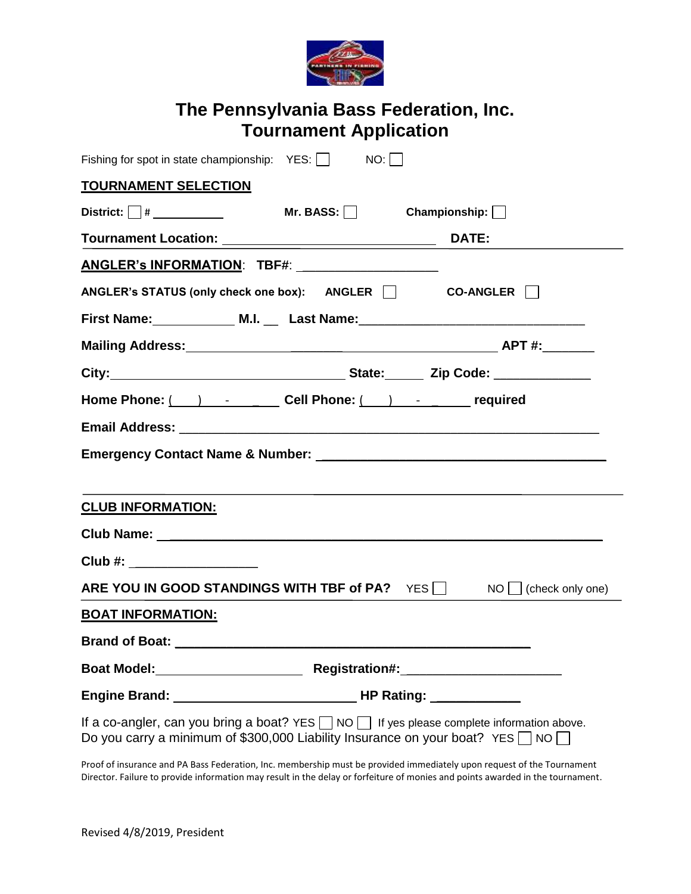# The Pennsylvania Bass Federation, Inc.
# Tournament Application

Fishing for spot in state championship: YES: ☐ NO: ☐

**TOURNAMENT SELECTION**

**District:** ☐ # ___________ **Mr. BASS:** ☐ **Championship:** ☐

**Tournament Location:** ______________________________ **DATE:** ____________________

**ANGLER's INFORMATION**: **TBF#**: ____________________

**ANGLER's STATUS (only check one box):** **ANGLER** ☐ **CO-ANGLER** ☐

**First Name:**___________ **M.I.** __ **Last Name:**_______________________________

**Mailing Address:**_____________________________________________ **APT #:**_______

**City:**__________________________________ **State:**______ **Zip Code:** _____________

**Home Phone:** (___) ___-_____ **Cell Phone:** (___) ___-_____ **required**

**Email Address:** ____________________________________________________________

**Emergency Contact Name & Number:** ________________________________________

**CLUB INFORMATION:**

**Club Name:** ______________________________________________________________

**Club #:** _________________

**ARE YOU IN GOOD STANDINGS WITH TBF of PA?** YES ☐ NO ☐ (check only one)

**BOAT INFORMATION:**

**Brand of Boat:** _______________________________________________

**Boat Model:**____________________ **Registration#:**_____________________

**Engine Brand:** ________________________ **HP Rating:** ____________

If a co-angler, can you bring a boat? YES ☐ NO ☐ If yes please complete information above.
Do you carry a minimum of $300,000 Liability Insurance on your boat? YES ☐ NO ☐

Proof of insurance and PA Bass Federation, Inc. membership must be provided immediately upon request of the Tournament Director. Failure to provide information may result in the delay or forfeiture of monies and points awarded in the tournament.

Revised 4/8/2019, President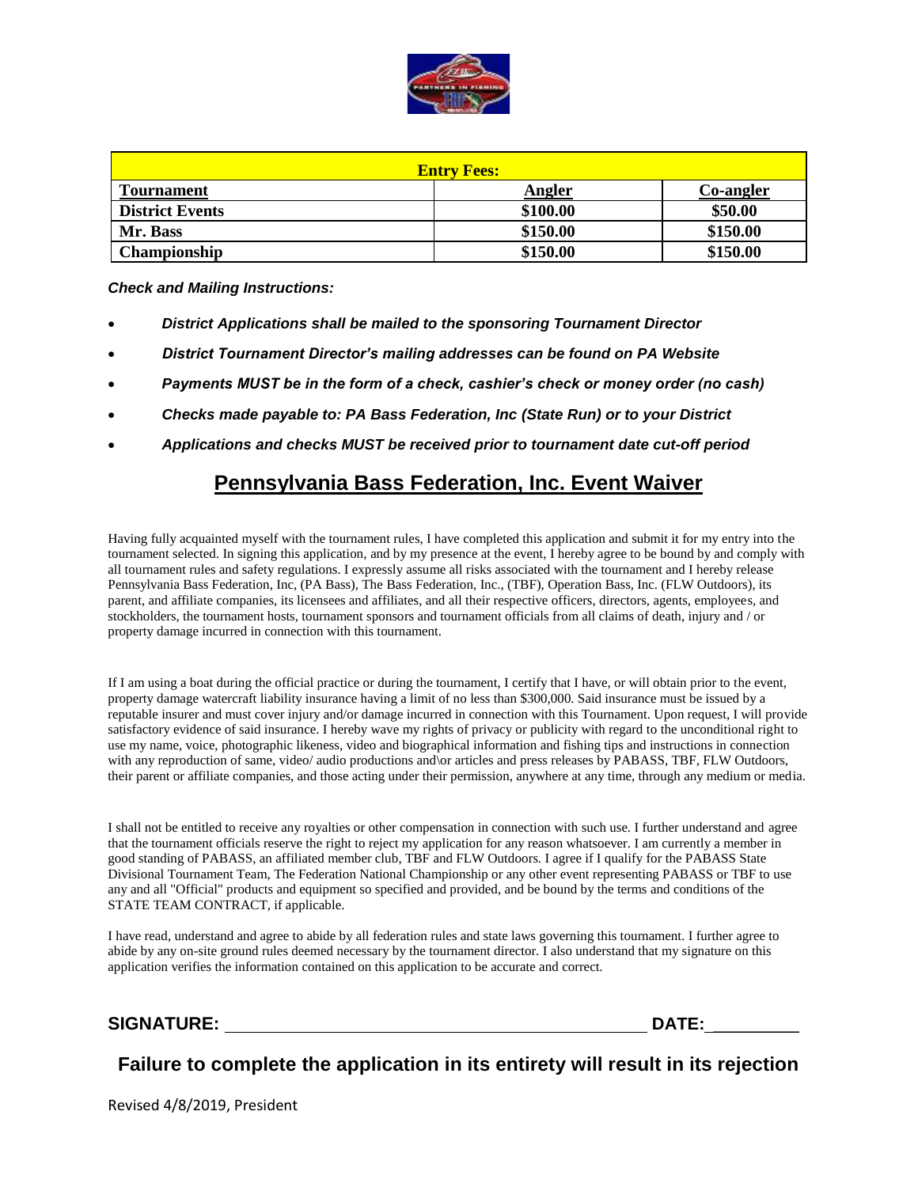| Entry Fees: | | |
|---|---|---|
| **Tournament** | **Angler** | **Co-angler** |
| **District Events** | **$100.00** | **$50.00** |
| **Mr. Bass** | **$150.00** | **$150.00** |
| **Championship** | **$150.00** | **$150.00** |

***Check and Mailing Instructions:***

- ***District Applications shall be mailed to the sponsoring Tournament Director***
- ***District Tournament Director's mailing addresses can be found on PA Website***
- ***Payments MUST be in the form of a check, cashier's check or money order (no cash)***
- ***Checks made payable to: PA Bass Federation, Inc (State Run) or to your District***
- ***Applications and checks MUST be received prior to tournament date cut-off period***

## Pennsylvania Bass Federation, Inc. Event Waiver

Having fully acquainted myself with the tournament rules, I have completed this application and submit it for my entry into the tournament selected. In signing this application, and by my presence at the event, I hereby agree to be bound by and comply with all tournament rules and safety regulations. I expressly assume all risks associated with the tournament and I hereby release Pennsylvania Bass Federation, Inc, (PA Bass), The Bass Federation, Inc., (TBF), Operation Bass, Inc. (FLW Outdoors), its parent, and affiliate companies, its licensees and affiliates, and all their respective officers, directors, agents, employees, and stockholders, the tournament hosts, tournament sponsors and tournament officials from all claims of death, injury and / or property damage incurred in connection with this tournament.

If I am using a boat during the official practice or during the tournament, I certify that I have, or will obtain prior to the event, property damage watercraft liability insurance having a limit of no less than $300,000. Said insurance must be issued by a reputable insurer and must cover injury and/or damage incurred in connection with this Tournament. Upon request, I will provide satisfactory evidence of said insurance. I hereby wave my rights of privacy or publicity with regard to the unconditional right to use my name, voice, photographic likeness, video and biographical information and fishing tips and instructions in connection with any reproduction of same, video/ audio productions and\or articles and press releases by PABASS, TBF, FLW Outdoors, their parent or affiliate companies, and those acting under their permission, anywhere at any time, through any medium or media.

I shall not be entitled to receive any royalties or other compensation in connection with such use. I further understand and agree that the tournament officials reserve the right to reject my application for any reason whatsoever. I am currently a member in good standing of PABASS, an affiliated member club, TBF and FLW Outdoors. I agree if I qualify for the PABASS State Divisional Tournament Team, The Federation National Championship or any other event representing PABASS or TBF to use any and all "Official" products and equipment so specified and provided, and be bound by the terms and conditions of the STATE TEAM CONTRACT, if applicable.

I have read, understand and agree to abide by all federation rules and state laws governing this tournament. I further agree to abide by any on-site ground rules deemed necessary by the tournament director. I also understand that my signature on this application verifies the information contained on this application to be accurate and correct.

**SIGNATURE:** ______________________________________________ **DATE:**__________

### Failure to complete the application in its entirety will result in its rejection

Revised 4/8/2019, President